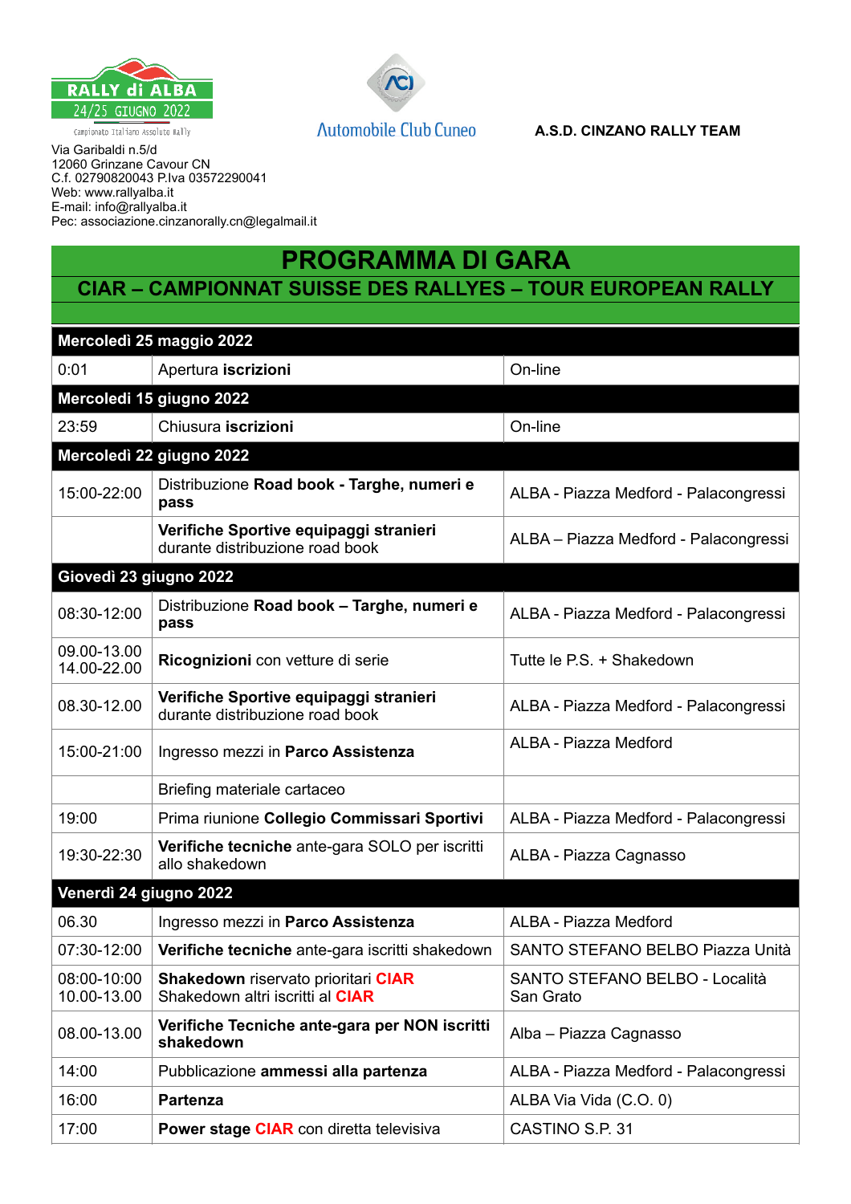RALLY di ALBA
24/25 GIUGNO 2022
Campionato Italiano Assoluto Rally

Automobile Club Cuneo

**A.S.D. CINZANO RALLY TEAM**

Via Garibaldi n.5/d
12060 Grinzane Cavour CN
C.f. 02790820043 P.Iva 03572290041
Web: www.rallyalba.it
E-mail: info@rallyalba.it
Pec: associazione.cinzanorally.cn@legalmail.it

# PROGRAMMA DI GARA

## CIAR – CAMPIONNAT SUISSE DES RALLYES – TOUR EUROPEAN RALLY

| | | |
|---|---|---|
| **Mercoledì 25 maggio 2022** | | |
| 0:01 | Apertura **iscrizioni** | On-line |
| **Mercoledi 15 giugno 2022** | | |
| 23:59 | Chiusura **iscrizioni** | On-line |
| **Mercoledì 22 giugno 2022** | | |
| 15:00-22:00 | Distribuzione **Road book - Targhe, numeri e pass** | ALBA - Piazza Medford - Palacongressi |
| | **Verifiche Sportive equipaggi stranieri** durante distribuzione road book | ALBA – Piazza Medford - Palacongressi |
| **Giovedì 23 giugno 2022** | | |
| 08:30-12:00 | Distribuzione **Road book – Targhe, numeri e pass** | ALBA - Piazza Medford - Palacongressi |
| 09.00-13.00 14.00-22.00 | **Ricognizioni** con vetture di serie | Tutte le P.S. + Shakedown |
| 08.30-12.00 | **Verifiche Sportive equipaggi stranieri** durante distribuzione road book | ALBA - Piazza Medford - Palacongressi |
| 15:00-21:00 | Ingresso mezzi in **Parco Assistenza** | ALBA - Piazza Medford |
| | Briefing materiale cartaceo | |
| 19:00 | Prima riunione **Collegio Commissari Sportivi** | ALBA - Piazza Medford - Palacongressi |
| 19:30-22:30 | **Verifiche tecniche** ante-gara SOLO per iscritti allo shakedown | ALBA - Piazza Cagnasso |
| **Venerdì 24 giugno 2022** | | |
| 06.30 | Ingresso mezzi in **Parco Assistenza** | ALBA - Piazza Medford |
| 07:30-12:00 | **Verifiche tecniche** ante-gara iscritti shakedown | SANTO STEFANO BELBO Piazza Unità |
| 08:00-10:00 10.00-13.00 | **Shakedown** riservato prioritari **CIAR** Shakedown altri iscritti al **CIAR** | SANTO STEFANO BELBO - Località San Grato |
| 08.00-13.00 | **Verifiche Tecniche ante-gara per NON iscritti shakedown** | Alba – Piazza Cagnasso |
| 14:00 | Pubblicazione **ammessi alla partenza** | ALBA - Piazza Medford - Palacongressi |
| 16:00 | **Partenza** | ALBA Via Vida (C.O. 0) |
| 17:00 | **Power stage CIAR** con diretta televisiva | CASTINO S.P. 31 |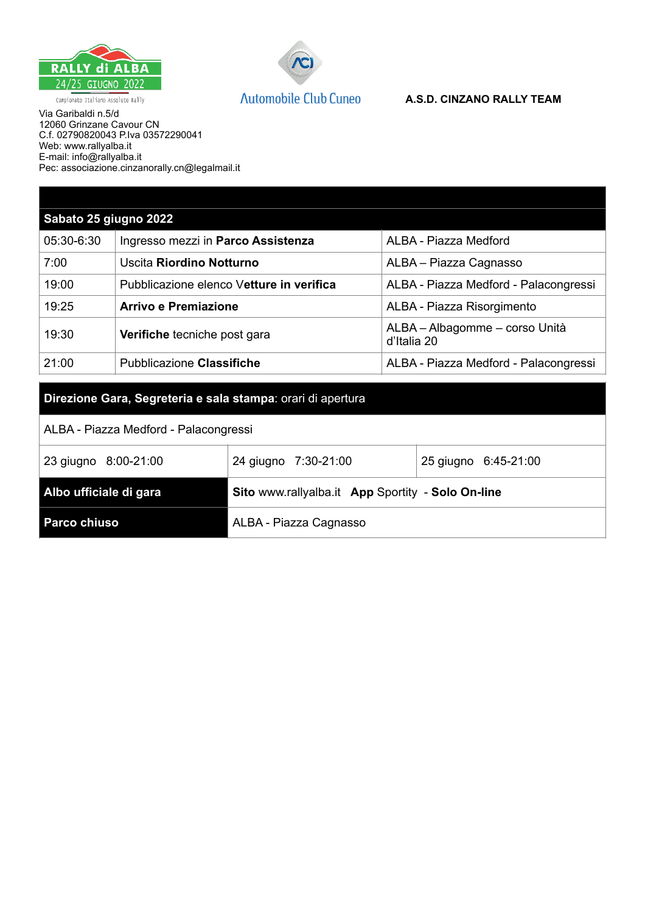RALLY di ALBA
24/25 GIUGNO 2022
Campionato Italiano Assoluto Rally

Automobile Club Cuneo

**A.S.D. CINZANO RALLY TEAM**

Via Garibaldi n.5/d
12060 Grinzane Cavour CN
C.f. 02790820043 P.Iva 03572290041
Web: www.rallyalba.it
E-mail: info@rallyalba.it
Pec: associazione.cinzanorally.cn@legalmail.it

| **Sabato 25 giugno 2022** | | |
|---|---|---|
| 05:30-6:30 | Ingresso mezzi in **Parco Assistenza** | ALBA - Piazza Medford |
| 7:00 | Uscita **Riordino Notturno** | ALBA – Piazza Cagnasso |
| 19:00 | Pubblicazione elenco V**etture in verifica** | ALBA - Piazza Medford - Palacongressi |
| 19:25 | **Arrivo e Premiazione** | ALBA - Piazza Risorgimento |
| 19:30 | **Verifiche** tecniche post gara | ALBA – Albagomme – corso Unità d'Italia 20 |
| 21:00 | Pubblicazione **Classifiche** | ALBA - Piazza Medford - Palacongressi |

| **Direzione Gara, Segreteria e sala stampa**: orari di apertura | | |
|---|---|---|
| ALBA - Piazza Medford - Palacongressi | | |
| 23 giugno 8:00-21:00 | 24 giugno 7:30-21:00 | 25 giugno 6:45-21:00 |
| **Albo ufficiale di gara** | **Sito** www.rallyalba.it **App** Sportity - **Solo On-line** | |
| **Parco chiuso** | ALBA - Piazza Cagnasso | |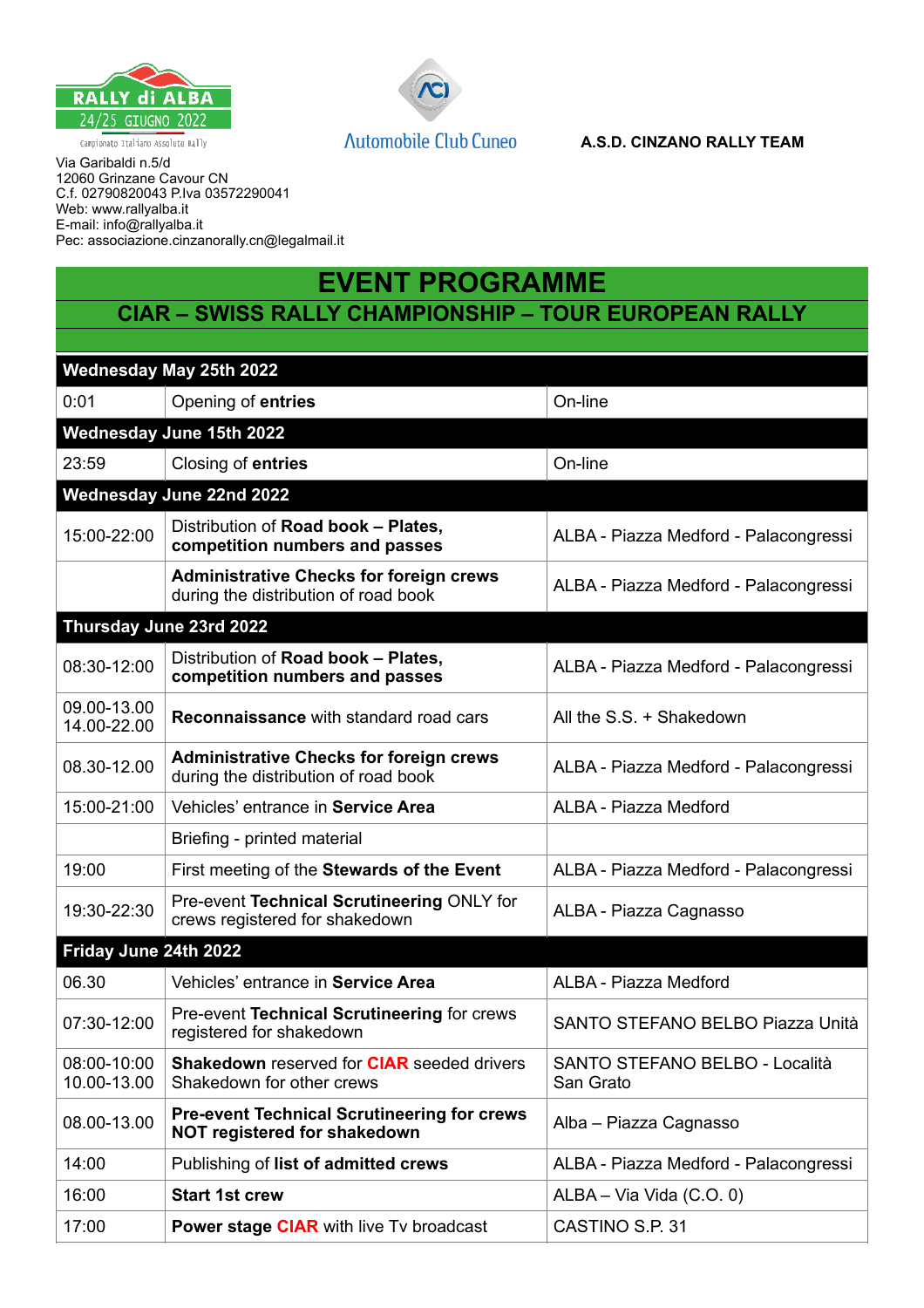RALLY di ALBA
24/25 GIUGNO 2022
Campionato Italiano Assoluto Rally

Automobile Club Cuneo

**A.S.D. CINZANO RALLY TEAM**

Via Garibaldi n.5/d
12060 Grinzane Cavour CN
C.f. 02790820043 P.Iva 03572290041
Web: www.rallyalba.it
E-mail: info@rallyalba.it
Pec: associazione.cinzanorally.cn@legalmail.it

# EVENT PROGRAMME

## CIAR – SWISS RALLY CHAMPIONSHIP – TOUR EUROPEAN RALLY

| | | |
|---|---|---|
| **Wednesday May 25th 2022** | | |
| 0:01 | Opening of **entries** | On-line |
| **Wednesday June 15th 2022** | | |
| 23:59 | Closing of **entries** | On-line |
| **Wednesday June 22nd 2022** | | |
| 15:00-22:00 | Distribution of **Road book – Plates, competition numbers and passes** | ALBA - Piazza Medford - Palacongressi |
| | **Administrative Checks for foreign crews** during the distribution of road book | ALBA - Piazza Medford - Palacongressi |
| **Thursday June 23rd 2022** | | |
| 08:30-12:00 | Distribution of **Road book – Plates, competition numbers and passes** | ALBA - Piazza Medford - Palacongressi |
| 09.00-13.00<br>14.00-22.00 | **Reconnaissance** with standard road cars | All the S.S. + Shakedown |
| 08.30-12.00 | **Administrative Checks for foreign crews** during the distribution of road book | ALBA - Piazza Medford - Palacongressi |
| 15:00-21:00 | Vehicles' entrance in **Service Area** | ALBA - Piazza Medford |
| | Briefing - printed material | |
| 19:00 | First meeting of the **Stewards of the Event** | ALBA - Piazza Medford - Palacongressi |
| 19:30-22:30 | Pre-event **Technical Scrutineering** ONLY for crews registered for shakedown | ALBA - Piazza Cagnasso |
| **Friday June 24th 2022** | | |
| 06.30 | Vehicles' entrance in **Service Area** | ALBA - Piazza Medford |
| 07:30-12:00 | Pre-event **Technical Scrutineering** for crews registered for shakedown | SANTO STEFANO BELBO Piazza Unità |
| 08:00-10:00<br>10.00-13.00 | **Shakedown** reserved for **CIAR** seeded drivers<br>Shakedown for other crews | SANTO STEFANO BELBO - Località San Grato |
| 08.00-13.00 | **Pre-event Technical Scrutineering for crews NOT registered for shakedown** | Alba – Piazza Cagnasso |
| 14:00 | Publishing of **list of admitted crews** | ALBA - Piazza Medford - Palacongressi |
| 16:00 | **Start 1st crew** | ALBA – Via Vida (C.O. 0) |
| 17:00 | **Power stage CIAR** with live Tv broadcast | CASTINO S.P. 31 |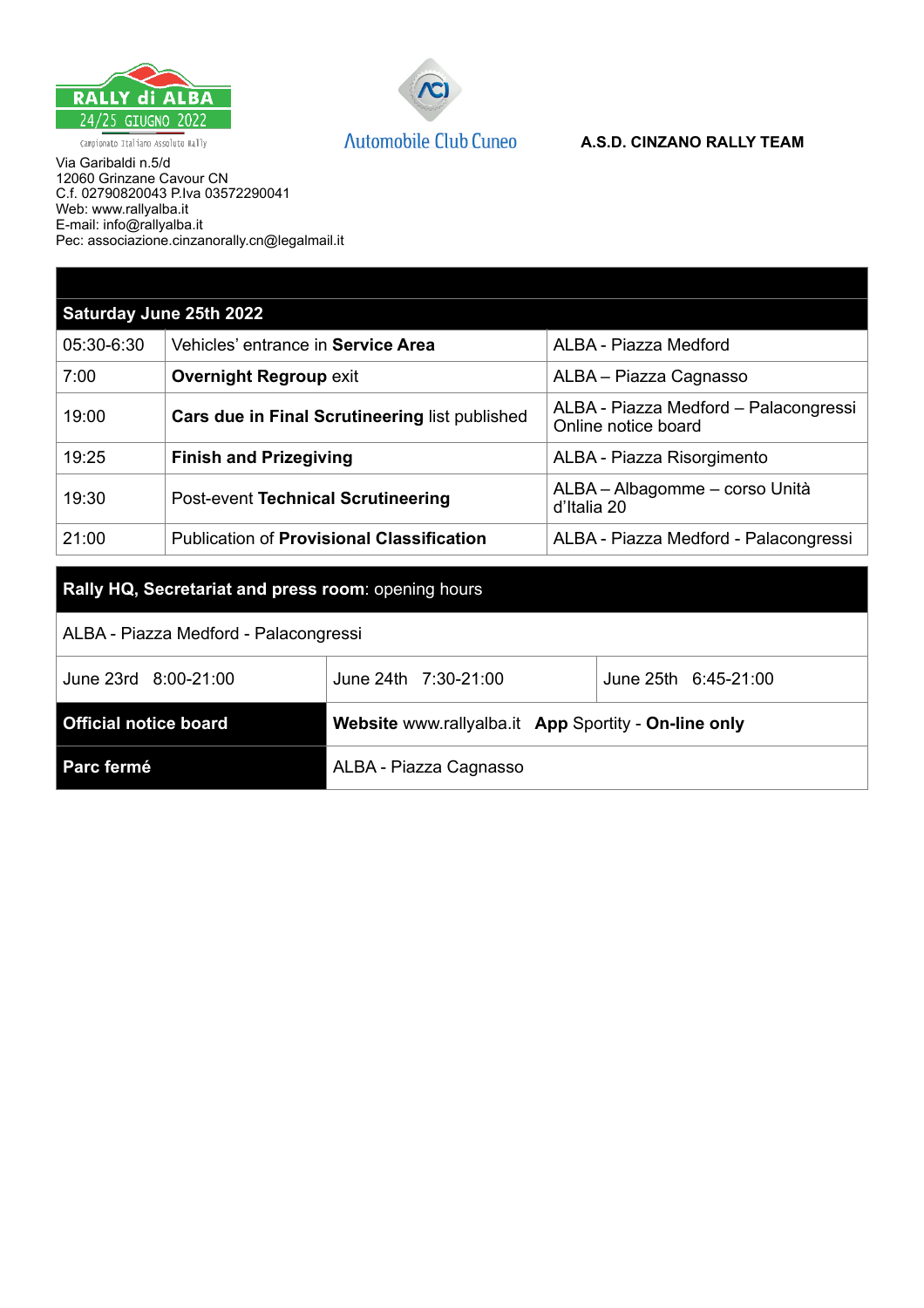RALLY di ALBA
24/25 GIUGNO 2022
Campionato Italiano Assoluto Rally

Automobile Club Cuneo

**A.S.D. CINZANO RALLY TEAM**

Via Garibaldi n.5/d
12060 Grinzane Cavour CN
C.f. 02790820043 P.Iva 03572290041
Web: www.rallyalba.it
E-mail: info@rallyalba.it
Pec: associazione.cinzanorally.cn@legalmail.it

| **Saturday June 25th 2022** | | |
|---|---|---|
| 05:30-6:30 | Vehicles' entrance in **Service Area** | ALBA - Piazza Medford |
| 7:00 | **Overnight Regroup** exit | ALBA – Piazza Cagnasso |
| 19:00 | **Cars due in Final Scrutineering** list published | ALBA - Piazza Medford – Palacongressi Online notice board |
| 19:25 | **Finish and Prizegiving** | ALBA - Piazza Risorgimento |
| 19:30 | Post-event **Technical Scrutineering** | ALBA – Albagomme – corso Unità d'Italia 20 |
| 21:00 | Publication of **Provisional Classification** | ALBA - Piazza Medford - Palacongressi |

| **Rally HQ, Secretariat and press room**: opening hours | | |
|---|---|---|
| ALBA - Piazza Medford - Palacongressi | | |
| June 23rd 8:00-21:00 | June 24th 7:30-21:00 | June 25th 6:45-21:00 |
| **Official notice board** | **Website** www.rallyalba.it **App** Sportity - **On-line only** | |
| **Parc fermé** | ALBA - Piazza Cagnasso | |